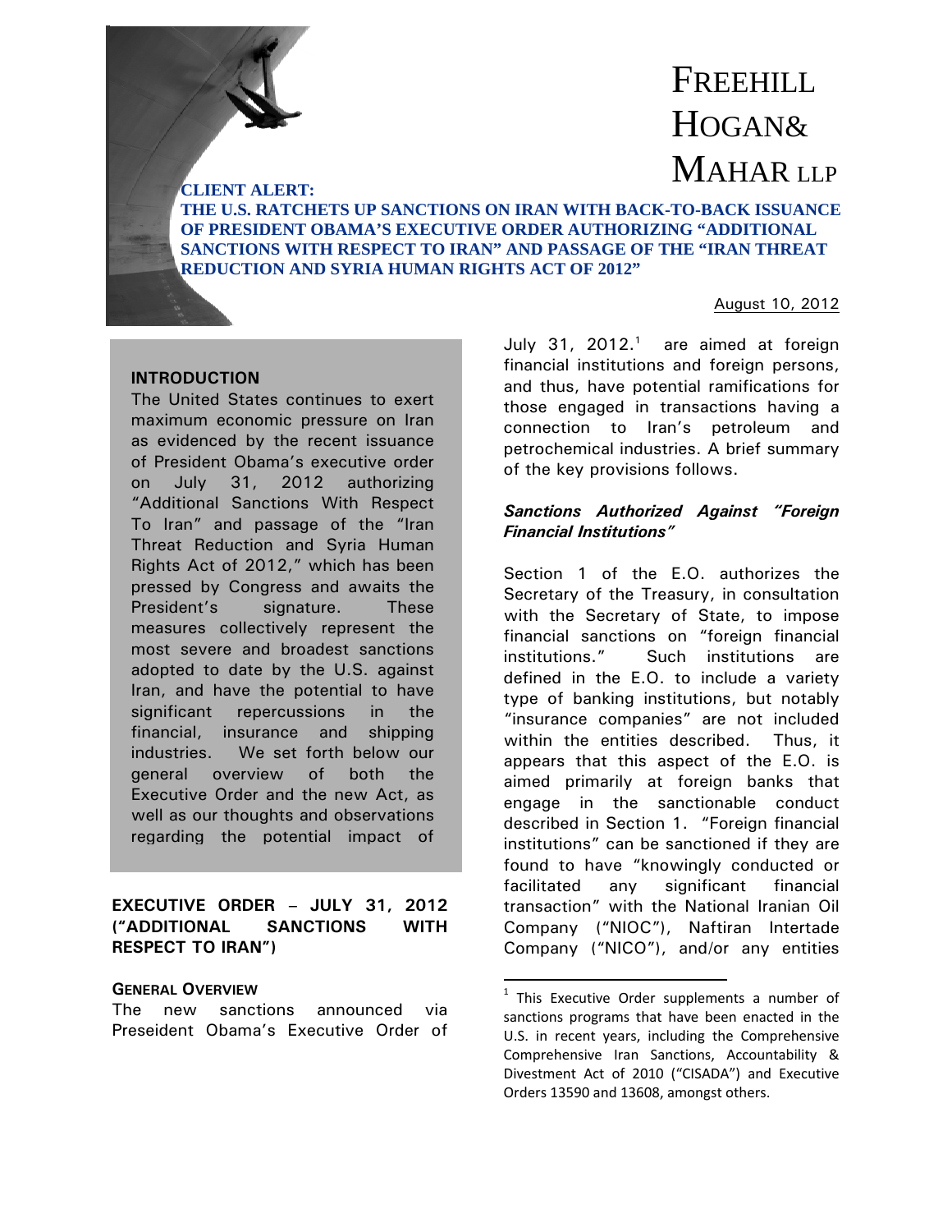# FREEHILL HOGAN& MAHAR LLP

**CLIENT ALERT:**

**THE U.S. RATCHETS UP SANCTIONS ON IRAN WITH BACK-TO-BACK ISSUANCE OF PRESIDENT OBAMA'S EXECUTIVE ORDER AUTHORIZING "ADDITIONAL SANCTIONS WITH RESPECT TO IRAN" AND PASSAGE OF THE "IRAN THREAT REDUCTION AND SYRIA HUMAN RIGHTS ACT OF 2012"**

August 10, 2012

## INTRODUCTION

The United States continues to exert maximum economic pressure on Iran as evidenced by the recent issuance of President Obama's executive order on July 31, 2012 authorizing "Additional Sanctions With Respect To Iran" and passage of the "Iran Threat Reduction and Syria Human Rights Act of 2012," which has been pressed by Congress and awaits the President's signature. These measures collectively represent the most severe and broadest sanctions adopted to date by the U.S. against Iran, and have the potential to have significant repercussions in the financial, insurance and shipping industries. We set forth below our general overview of both the Executive Order and the new Act, as well as our thoughts and observations regarding the potential impact of

## EXECUTIVE ORDER – JULY 31, 2012 ("ADDITIONAL SANCTIONS WITH RESPECT TO IRAN")

### GENERAL OVERVIEW

The new sanctions announced via Preseident Obama's Executive Order of July 31, 2012.[1] are aimed at foreign financial institutions and foreign persons, and thus, have potential ramifications for those engaged in transactions having a connection to Iran's petroleum and petrochemical industries. A brief summary of the key provisions follows.

### *Sanctions Authorized Against "Foreign Financial Institutions"*

Section 1 of the E.O. authorizes the Secretary of the Treasury, in consultation with the Secretary of State, to impose financial sanctions on "foreign financial institutions." Such institutions are defined in the E.O. to include a variety type of banking institutions, but notably "insurance companies" are not included within the entities described. Thus, it appears that this aspect of the E.O. is aimed primarily at foreign banks that engage in the sanctionable conduct described in Section 1. "Foreign financial institutions" can be sanctioned if they are found to have "knowingly conducted or facilitated any significant financial transaction" with the National Iranian Oil Company ("NIOC"), Naftiran Intertade Company ("NICO"), and/or any entities

[1] This Executive Order supplements a number of sanctions programs that have been enacted in the U.S. in recent years, including the Comprehensive Comprehensive Iran Sanctions, Accountability & Divestment Act of 2010 ("CISADA") and Executive Orders 13590 and 13608, amongst others.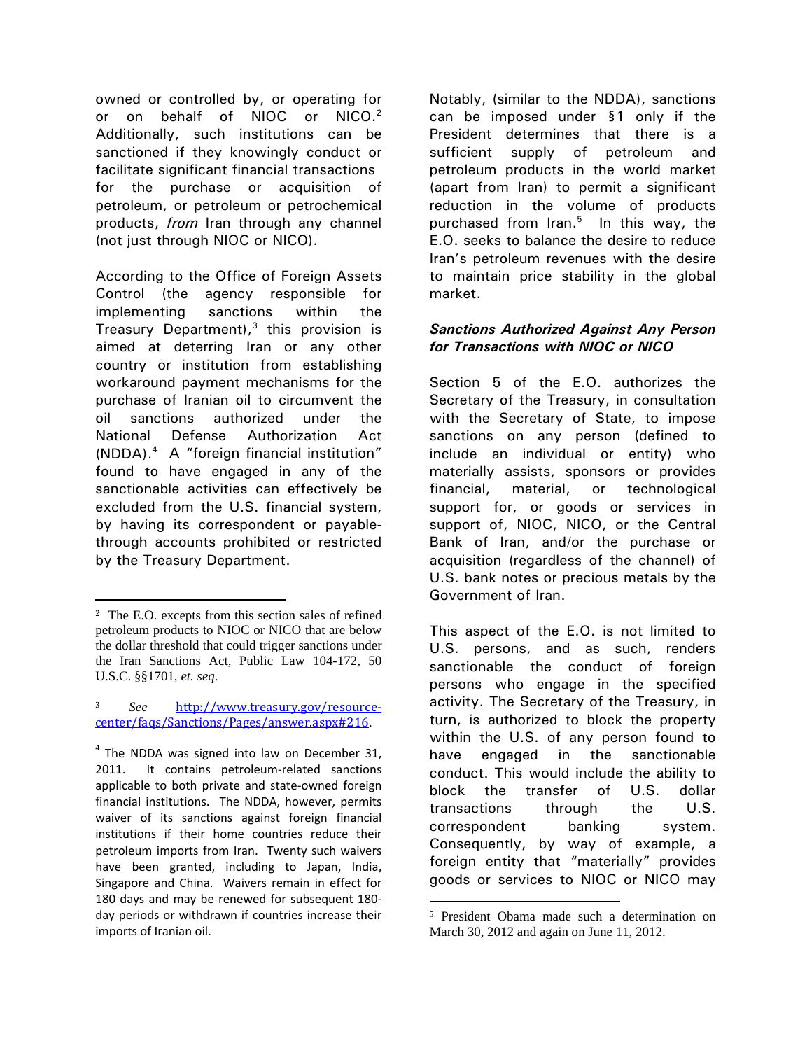owned or controlled by, or operating for or on behalf of NIOC or NICO.[2] Additionally, such institutions can be sanctioned if they knowingly conduct or facilitate significant financial transactions for the purchase or acquisition of petroleum, or petroleum or petrochemical products, *from* Iran through any channel (not just through NIOC or NICO).

According to the Office of Foreign Assets Control (the agency responsible for implementing sanctions within the Treasury Department),[3] this provision is aimed at deterring Iran or any other country or institution from establishing workaround payment mechanisms for the purchase of Iranian oil to circumvent the oil sanctions authorized under the National Defense Authorization Act (NDDA).[4] A "foreign financial institution" found to have engaged in any of the sanctionable activities can effectively be excluded from the U.S. financial system, by having its correspondent or payable-through accounts prohibited or restricted by the Treasury Department.

Notably, (similar to the NDDA), sanctions can be imposed under §1 only if the President determines that there is a sufficient supply of petroleum and petroleum products in the world market (apart from Iran) to permit a significant reduction in the volume of products purchased from Iran.[5] In this way, the E.O. seeks to balance the desire to reduce Iran's petroleum revenues with the desire to maintain price stability in the global market.

***Sanctions Authorized Against Any Person for Transactions with NIOC or NICO***

Section 5 of the E.O. authorizes the Secretary of the Treasury, in consultation with the Secretary of State, to impose sanctions on any person (defined to include an individual or entity) who materially assists, sponsors or provides financial, material, or technological support for, or goods or services in support of, NIOC, NICO, or the Central Bank of Iran, and/or the purchase or acquisition (regardless of the channel) of U.S. bank notes or precious metals by the Government of Iran.

This aspect of the E.O. is not limited to U.S. persons, and as such, renders sanctionable the conduct of foreign persons who engage in the specified activity. The Secretary of the Treasury, in turn, is authorized to block the property within the U.S. of any person found to have engaged in the sanctionable conduct. This would include the ability to block the transfer of U.S. dollar transactions through the U.S. correspondent banking system. Consequently, by way of example, a foreign entity that "materially" provides goods or services to NIOC or NICO may

---

[2] The E.O. excepts from this section sales of refined petroleum products to NIOC or NICO that are below the dollar threshold that could trigger sanctions under the Iran Sanctions Act, Public Law 104-172, 50 U.S.C. §§1701, *et. seq*.

[3] *See* http://www.treasury.gov/resource-center/faqs/Sanctions/Pages/answer.aspx#216.

[4] The NDDA was signed into law on December 31, 2011. It contains petroleum-related sanctions applicable to both private and state-owned foreign financial institutions. The NDDA, however, permits waiver of its sanctions against foreign financial institutions if their home countries reduce their petroleum imports from Iran. Twenty such waivers have been granted, including to Japan, India, Singapore and China. Waivers remain in effect for 180 days and may be renewed for subsequent 180-day periods or withdrawn if countries increase their imports of Iranian oil.

[5] President Obama made such a determination on March 30, 2012 and again on June 11, 2012.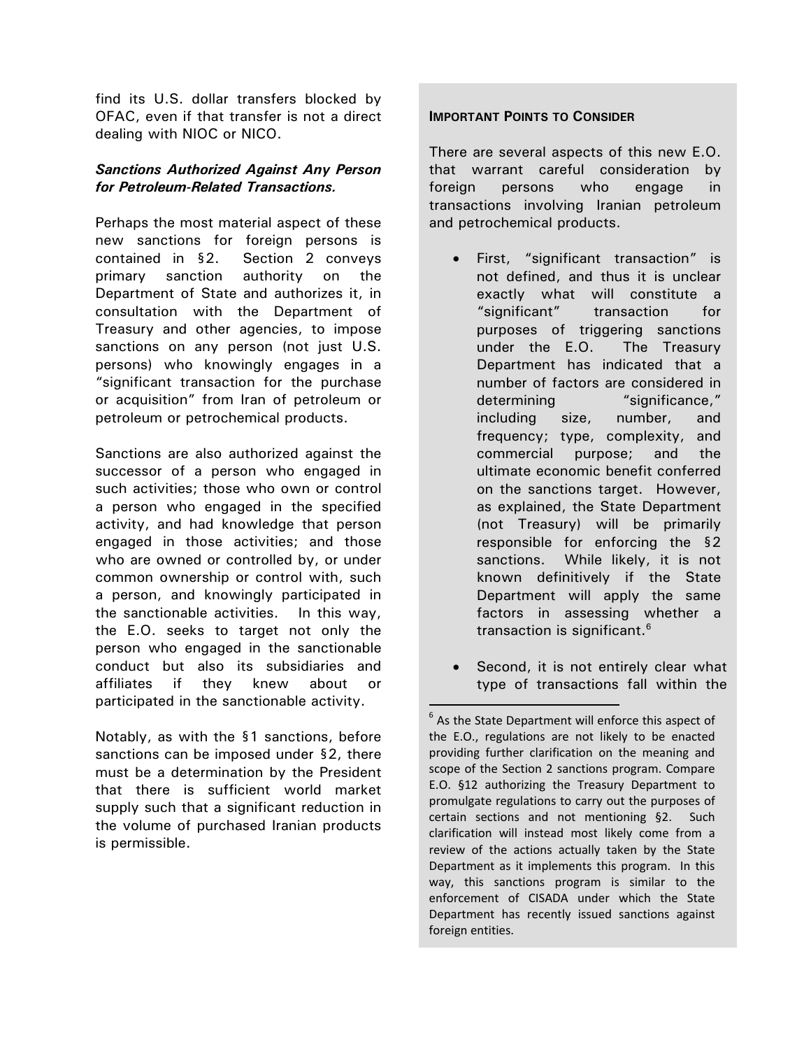find its U.S. dollar transfers blocked by OFAC, even if that transfer is not a direct dealing with NIOC or NICO.

***Sanctions Authorized Against Any Person for Petroleum-Related Transactions.***

Perhaps the most material aspect of these new sanctions for foreign persons is contained in §2. Section 2 conveys primary sanction authority on the Department of State and authorizes it, in consultation with the Department of Treasury and other agencies, to impose sanctions on any person (not just U.S. persons) who knowingly engages in a "significant transaction for the purchase or acquisition" from Iran of petroleum or petroleum or petrochemical products.

Sanctions are also authorized against the successor of a person who engaged in such activities; those who own or control a person who engaged in the specified activity, and had knowledge that person engaged in those activities; and those who are owned or controlled by, or under common ownership or control with, such a person, and knowingly participated in the sanctionable activities. In this way, the E.O. seeks to target not only the person who engaged in the sanctionable conduct but also its subsidiaries and affiliates if they knew about or participated in the sanctionable activity.

Notably, as with the §1 sanctions, before sanctions can be imposed under §2, there must be a determination by the President that there is sufficient world market supply such that a significant reduction in the volume of purchased Iranian products is permissible.

**IMPORTANT POINTS TO CONSIDER**

There are several aspects of this new E.O. that warrant careful consideration by foreign persons who engage in transactions involving Iranian petroleum and petrochemical products.

- First, "significant transaction" is not defined, and thus it is unclear exactly what will constitute a "significant" transaction for purposes of triggering sanctions under the E.O. The Treasury Department has indicated that a number of factors are considered in determining "significance," including size, number, and frequency; type, complexity, and commercial purpose; and the ultimate economic benefit conferred on the sanctions target. However, as explained, the State Department (not Treasury) will be primarily responsible for enforcing the §2 sanctions. While likely, it is not known definitively if the State Department will apply the same factors in assessing whether a transaction is significant.[6]

- Second, it is not entirely clear what type of transactions fall within the

[6] As the State Department will enforce this aspect of the E.O., regulations are not likely to be enacted providing further clarification on the meaning and scope of the Section 2 sanctions program. Compare E.O. §12 authorizing the Treasury Department to promulgate regulations to carry out the purposes of certain sections and not mentioning §2. Such clarification will instead most likely come from a review of the actions actually taken by the State Department as it implements this program. In this way, this sanctions program is similar to the enforcement of CISADA under which the State Department has recently issued sanctions against foreign entities.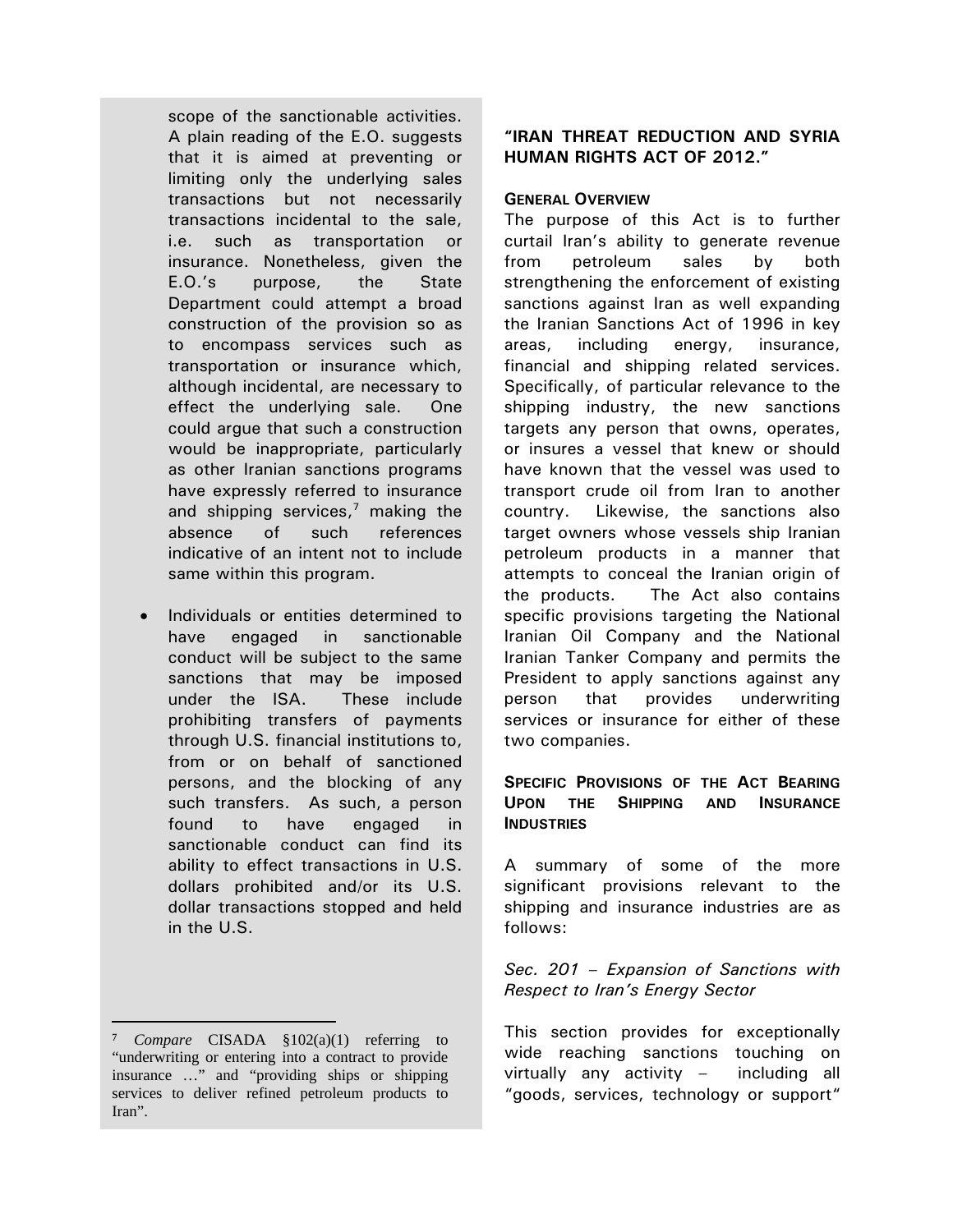scope of the sanctionable activities. A plain reading of the E.O. suggests that it is aimed at preventing or limiting only the underlying sales transactions but not necessarily transactions incidental to the sale, i.e. such as transportation or insurance. Nonetheless, given the E.O.'s purpose, the State Department could attempt a broad construction of the provision so as to encompass services such as transportation or insurance which, although incidental, are necessary to effect the underlying sale. One could argue that such a construction would be inappropriate, particularly as other Iranian sanctions programs have expressly referred to insurance and shipping services,[7] making the absence of such references indicative of an intent not to include same within this program.

- Individuals or entities determined to have engaged in sanctionable conduct will be subject to the same sanctions that may be imposed under the ISA. These include prohibiting transfers of payments through U.S. financial institutions to, from or on behalf of sanctioned persons, and the blocking of any such transfers. As such, a person found to have engaged in sanctionable conduct can find its ability to effect transactions in U.S. dollars prohibited and/or its U.S. dollar transactions stopped and held in the U.S.

[7] *Compare* CISADA §102(a)(1) referring to "underwriting or entering into a contract to provide insurance …" and "providing ships or shipping services to deliver refined petroleum products to Iran".

## "IRAN THREAT REDUCTION AND SYRIA HUMAN RIGHTS ACT OF 2012."

### GENERAL OVERVIEW

The purpose of this Act is to further curtail Iran's ability to generate revenue from petroleum sales by both strengthening the enforcement of existing sanctions against Iran as well expanding the Iranian Sanctions Act of 1996 in key areas, including energy, insurance, financial and shipping related services. Specifically, of particular relevance to the shipping industry, the new sanctions targets any person that owns, operates, or insures a vessel that knew or should have known that the vessel was used to transport crude oil from Iran to another country. Likewise, the sanctions also target owners whose vessels ship Iranian petroleum products in a manner that attempts to conceal the Iranian origin of the products. The Act also contains specific provisions targeting the National Iranian Oil Company and the National Iranian Tanker Company and permits the President to apply sanctions against any person that provides underwriting services or insurance for either of these two companies.

### SPECIFIC PROVISIONS OF THE ACT BEARING UPON THE SHIPPING AND INSURANCE INDUSTRIES

A summary of some of the more significant provisions relevant to the shipping and insurance industries are as follows:

*Sec. 201 – Expansion of Sanctions with Respect to Iran's Energy Sector*

This section provides for exceptionally wide reaching sanctions touching on virtually any activity – including all "goods, services, technology or support"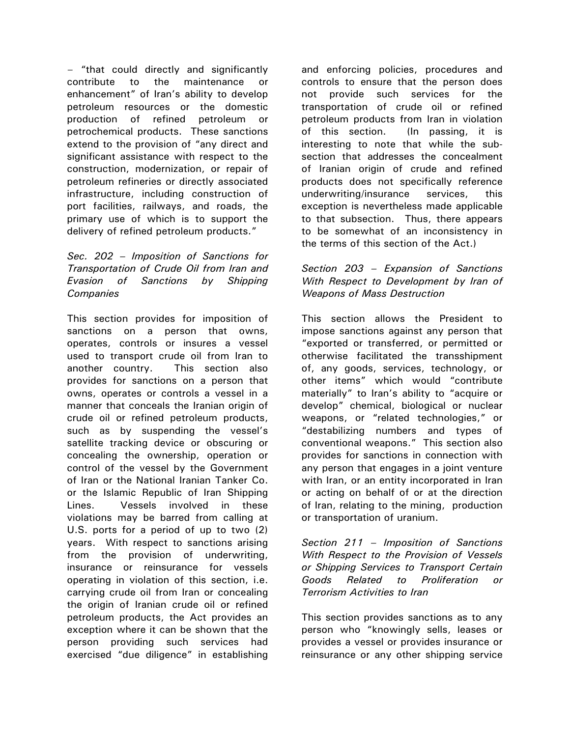– "that could directly and significantly contribute to the maintenance or enhancement" of Iran's ability to develop petroleum resources or the domestic production of refined petroleum or petrochemical products. These sanctions extend to the provision of "any direct and significant assistance with respect to the construction, modernization, or repair of petroleum refineries or directly associated infrastructure, including construction of port facilities, railways, and roads, the primary use of which is to support the delivery of refined petroleum products."

*Sec. 202 – Imposition of Sanctions for Transportation of Crude Oil from Iran and Evasion of Sanctions by Shipping Companies*

This section provides for imposition of sanctions on a person that owns, operates, controls or insures a vessel used to transport crude oil from Iran to another country. This section also provides for sanctions on a person that owns, operates or controls a vessel in a manner that conceals the Iranian origin of crude oil or refined petroleum products, such as by suspending the vessel's satellite tracking device or obscuring or concealing the ownership, operation or control of the vessel by the Government of Iran or the National Iranian Tanker Co. or the Islamic Republic of Iran Shipping Lines. Vessels involved in these violations may be barred from calling at U.S. ports for a period of up to two (2) years. With respect to sanctions arising from the provision of underwriting, insurance or reinsurance for vessels operating in violation of this section, i.e. carrying crude oil from Iran or concealing the origin of Iranian crude oil or refined petroleum products, the Act provides an exception where it can be shown that the person providing such services had exercised "due diligence" in establishing and enforcing policies, procedures and controls to ensure that the person does not provide such services for the transportation of crude oil or refined petroleum products from Iran in violation of this section. (In passing, it is interesting to note that while the sub-section that addresses the concealment of Iranian origin of crude and refined products does not specifically reference underwriting/insurance services, this exception is nevertheless made applicable to that subsection. Thus, there appears to be somewhat of an inconsistency in the terms of this section of the Act.)

*Section 203 – Expansion of Sanctions With Respect to Development by Iran of Weapons of Mass Destruction*

This section allows the President to impose sanctions against any person that "exported or transferred, or permitted or otherwise facilitated the transshipment of, any goods, services, technology, or other items" which would "contribute materially" to Iran's ability to "acquire or develop" chemical, biological or nuclear weapons, or "related technologies," or "destabilizing numbers and types of conventional weapons." This section also provides for sanctions in connection with any person that engages in a joint venture with Iran, or an entity incorporated in Iran or acting on behalf of or at the direction of Iran, relating to the mining, production or transportation of uranium.

*Section 211 – Imposition of Sanctions With Respect to the Provision of Vessels or Shipping Services to Transport Certain Goods Related to Proliferation or Terrorism Activities to Iran*

This section provides sanctions as to any person who "knowingly sells, leases or provides a vessel or provides insurance or reinsurance or any other shipping service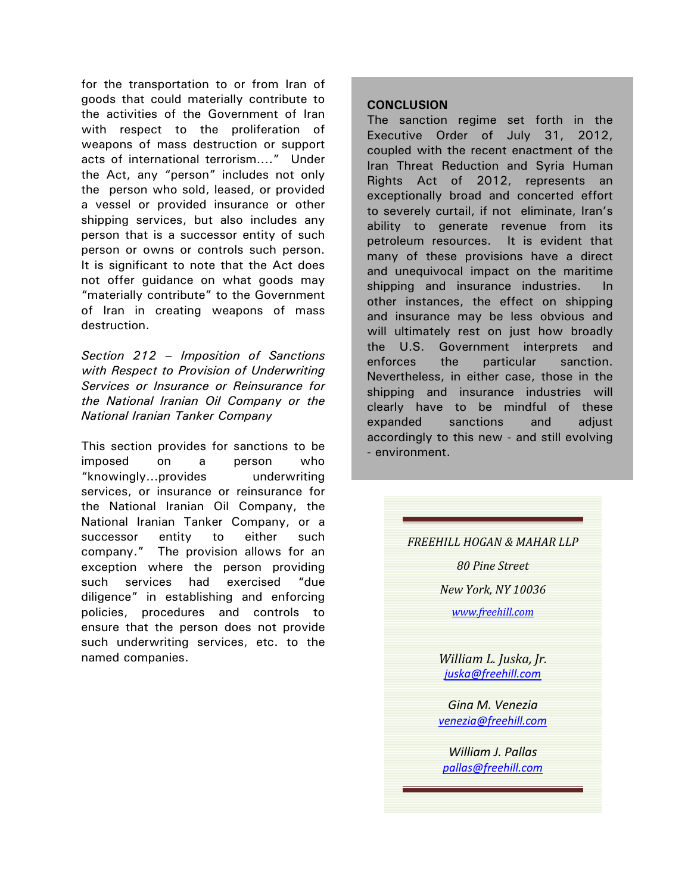for the transportation to or from Iran of goods that could materially contribute to the activities of the Government of Iran with respect to the proliferation of weapons of mass destruction or support acts of international terrorism...." Under the Act, any "person" includes not only the person who sold, leased, or provided a vessel or provided insurance or other shipping services, but also includes any person that is a successor entity of such person or owns or controls such person. It is significant to note that the Act does not offer guidance on what goods may "materially contribute" to the Government of Iran in creating weapons of mass destruction.

*Section 212 – Imposition of Sanctions with Respect to Provision of Underwriting Services or Insurance or Reinsurance for the National Iranian Oil Company or the National Iranian Tanker Company*

This section provides for sanctions to be imposed on a person who "knowingly...provides underwriting services, or insurance or reinsurance for the National Iranian Oil Company, the National Iranian Tanker Company, or a successor entity to either such company." The provision allows for an exception where the person providing such services had exercised "due diligence" in establishing and enforcing policies, procedures and controls to ensure that the person does not provide such underwriting services, etc. to the named companies.

**CONCLUSION**

The sanction regime set forth in the Executive Order of July 31, 2012, coupled with the recent enactment of the Iran Threat Reduction and Syria Human Rights Act of 2012, represents an exceptionally broad and concerted effort to severely curtail, if not eliminate, Iran's ability to generate revenue from its petroleum resources. It is evident that many of these provisions have a direct and unequivocal impact on the maritime shipping and insurance industries. In other instances, the effect on shipping and insurance may be less obvious and will ultimately rest on just how broadly the U.S. Government interprets and enforces the particular sanction. Nevertheless, in either case, those in the shipping and insurance industries will clearly have to be mindful of these expanded sanctions and adjust accordingly to this new - and still evolving - environment.

*FREEHILL HOGAN & MAHAR LLP*

*80 Pine Street*

*New York, NY 10036*

*www.freehill.com*

*William L. Juska, Jr.*
*juska@freehill.com*

*Gina M. Venezia*
*venezia@freehill.com*

*William J. Pallas*
*pallas@freehill.com*